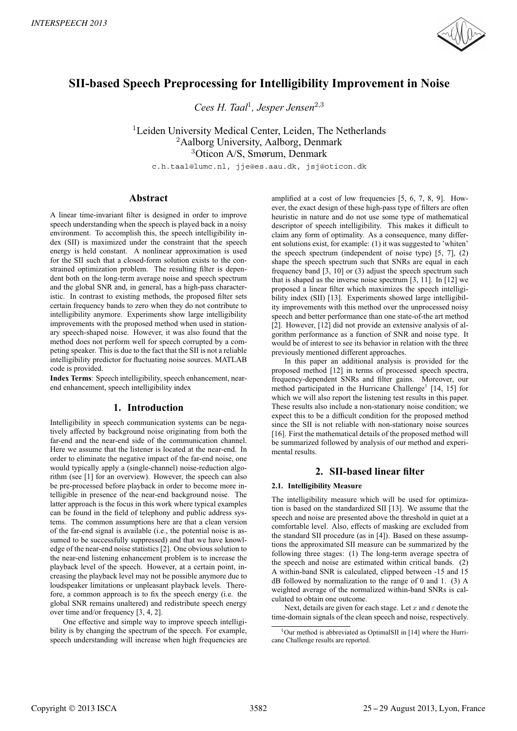# SII-based Speech Preprocessing for Intelligibility Improvement in Noise

*Cees H. Taal*[1], *Jesper Jensen*[2,3]

[1]Leiden University Medical Center, Leiden, The Netherlands
[2]Aalborg University, Aalborg, Denmark
[3]Oticon A/S, Smørum, Denmark

c.h.taal@lumc.nl, jje@es.aau.dk, jsj@oticon.dk

## Abstract

A linear time-invariant filter is designed in order to improve speech understanding when the speech is played back in a noisy environment. To accomplish this, the speech intelligibility index (SII) is maximized under the constraint that the speech energy is held constant. A nonlinear approximation is used for the SII such that a closed-form solution exists to the constrained optimization problem. The resulting filter is dependent both on the long-term average noise and speech spectrum and the global SNR and, in general, has a high-pass characteristic. In contrast to existing methods, the proposed filter sets certain frequency bands to zero when they do not contribute to intelligibility anymore. Experiments show large intelligibility improvements with the proposed method when used in stationary speech-shaped noise. However, it was also found that the method does not perform well for speech corrupted by a competing speaker. This is due to the fact that the SII is not a reliable intelligibility predictor for fluctuating noise sources. MATLAB code is provided.

**Index Terms**: Speech intelligibility, speech enhancement, near-end enhancement, speech intelligibility index

## 1. Introduction

Intelligibility in speech communication systems can be negatively affected by background noise originating from both the far-end and the near-end side of the communication channel. Here we assume that the listener is located at the near-end. In order to eliminate the negative impact of the far-end noise, one would typically apply a (single-channel) noise-reduction algorithm (see [1] for an overview). However, the speech can also be pre-processed before playback in order to become more intelligible in presence of the near-end background noise. The latter approach is the focus in this work where typical examples can be found in the field of telephony and public address systems. The common assumptions here are that a clean version of the far-end signal is available (i.e., the potential noise is assumed to be successfully suppressed) and that we have knowledge of the near-end noise statistics [2]. One obvious solution to the near-end listening enhancement problem is to increase the playback level of the speech. However, at a certain point, increasing the playback level may not be possible anymore due to loudspeaker limitations or unpleasant playback levels. Therefore, a common approach is to fix the speech energy (i.e. the global SNR remains unaltered) and redistribute speech energy over time and/or frequency [3, 4, 2].

One effective and simple way to improve speech intelligibility is by changing the spectrum of the speech. For example, speech understanding will increase when high frequencies are amplified at a cost of low frequencies [5, 6, 7, 8, 9]. However, the exact design of these high-pass type of filters are often heuristic in nature and do not use some type of mathematical descriptor of speech intelligibility. This makes it difficult to claim any form of optimality. As a consequence, many different solutions exist, for example: (1) it was suggested to 'whiten' the speech spectrum (independent of noise type) [5, 7], (2) shape the speech spectrum such that SNRs are equal in each frequency band [3, 10] or (3) adjust the speech spectrum such that is shaped as the inverse noise spectrum [3, 11]. In [12] we proposed a linear filter which maximizes the speech intelligibility index (SII) [13]. Experiments showed large intelligibility improvements with this method over the unprocessed noisy speech and better performance than one state-of-the art method [2]. However, [12] did not provide an extensive analysis of algorithm performance as a function of SNR and noise type. It would be of interest to see its behavior in relation with the three previously mentioned different approaches.

In this paper an additional analysis is provided for the proposed method [12] in terms of processed speech spectra, frequency-dependent SNRs and filter gains. Moreover, our method participated in the Hurricane Challenge[1] [14, 15] for which we will also report the listening test results in this paper. These results also include a non-stationary noise condition; we expect this to be a difficult condition for the proposed method since the SII is not reliable with non-stationary noise sources [16]. First the mathematical details of the proposed method will be summarized followed by analysis of our method and experimental results.

## 2. SII-based linear filter

### 2.1. Intelligibility Measure

The intelligibility measure which will be used for optimization is based on the standardized SII [13]. We assume that the speech and noise are presented above the threshold in quiet at a comfortable level. Also, effects of masking are excluded from the standard SII procedure (as in [4]). Based on these assumptions the approximated SII measure can be summarized by the following three stages: (1) The long-term average spectra of the speech and noise are estimated within critical bands. (2) A within-band SNR is calculated, clipped between -15 and 15 dB followed by normalization to the range of 0 and 1. (3) A weighted average of the normalized within-band SNRs is calculated to obtain one outcome.

Next, details are given for each stage. Let $x$ and $\varepsilon$ denote the time-domain signals of the clean speech and noise, respectively.

[1]Our method is abbreviated as OptimalSII in [14] where the Hurricane Challenge results are reported.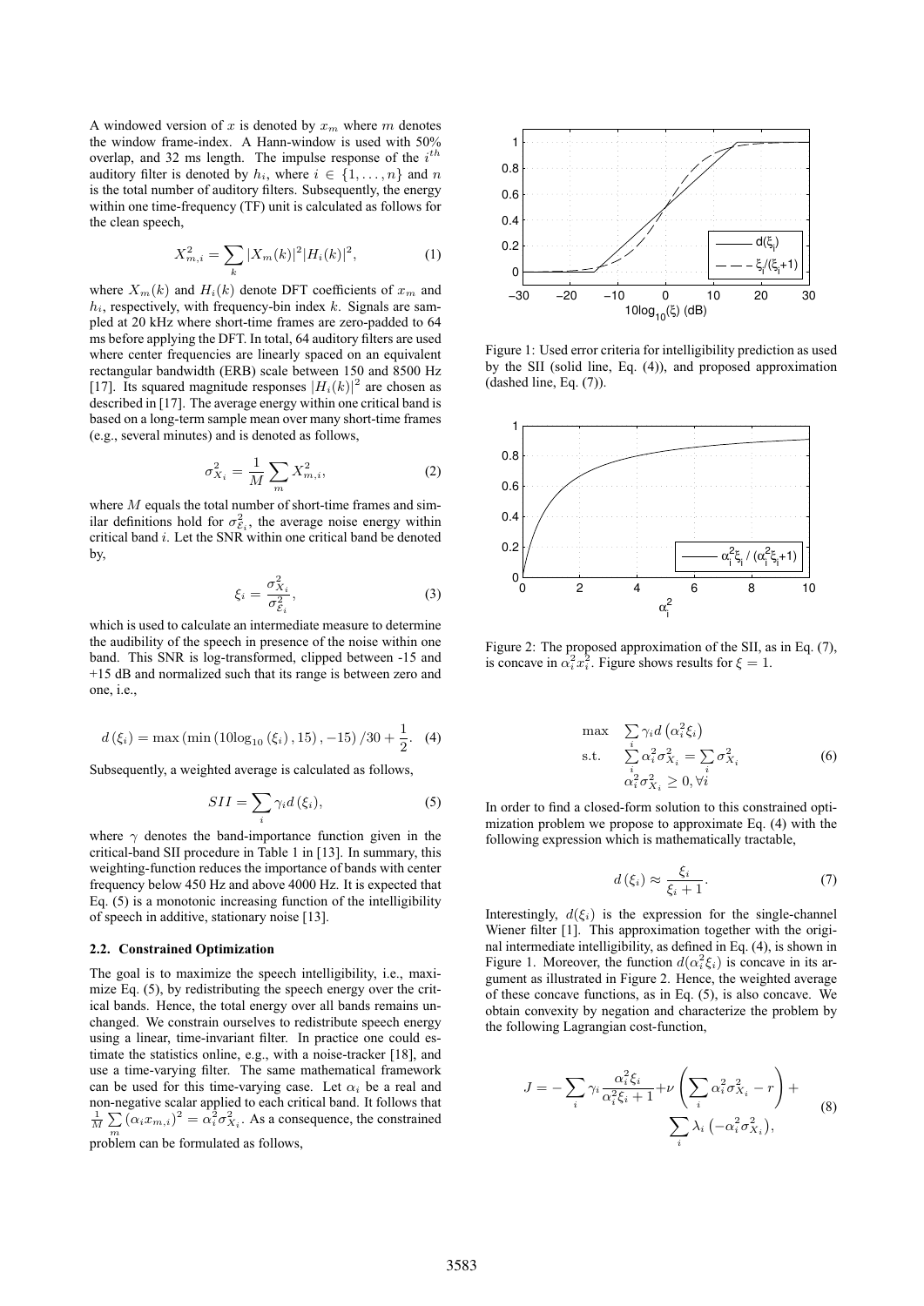A windowed version of $x$ is denoted by $x_m$ where $m$ denotes the window frame-index. A Hann-window is used with 50% overlap, and 32 ms length. The impulse response of the $i^{th}$ auditory filter is denoted by $h_i$, where $i \in \{1, \ldots, n\}$ and $n$ is the total number of auditory filters. Subsequently, the energy within one time-frequency (TF) unit is calculated as follows for the clean speech,

$$X_{m,i}^2 = \sum_k |X_m(k)|^2 |H_i(k)|^2, \tag{1}$$

where $X_m(k)$ and $H_i(k)$ denote DFT coefficients of $x_m$ and $h_i$, respectively, with frequency-bin index $k$. Signals are sampled at 20 kHz where short-time frames are zero-padded to 64 ms before applying the DFT. In total, 64 auditory filters are used where center frequencies are linearly spaced on an equivalent rectangular bandwidth (ERB) scale between 150 and 8500 Hz [17]. Its squared magnitude responses $|H_i(k)|^2$ are chosen as described in [17]. The average energy within one critical band is based on a long-term sample mean over many short-time frames (e.g., several minutes) and is denoted as follows,

$$\sigma_{X_i}^2 = \frac{1}{M} \sum_m X_{m,i}^2, \tag{2}$$

where $M$ equals the total number of short-time frames and similar definitions hold for $\sigma_{\mathcal{E}_i}^2$, the average noise energy within critical band $i$. Let the SNR within one critical band be denoted by,

$$\xi_i = \frac{\sigma_{X_i}^2}{\sigma_{\mathcal{E}_i}^2}, \tag{3}$$

which is used to calculate an intermediate measure to determine the audibility of the speech in presence of the noise within one band. This SNR is log-transformed, clipped between -15 and +15 dB and normalized such that its range is between zero and one, i.e.,

$$d(\xi_i) = \max\left(\min\left(10\log_{10}(\xi_i), 15\right), -15\right)/30 + \frac{1}{2}. \tag{4}$$

Subsequently, a weighted average is calculated as follows,

$$SII = \sum_i \gamma_i d(\xi_i), \tag{5}$$

where $\gamma$ denotes the band-importance function given in the critical-band SII procedure in Table 1 in [13]. In summary, this weighting-function reduces the importance of bands with center frequency below 450 Hz and above 4000 Hz. It is expected that Eq. (5) is a monotonic increasing function of the intelligibility of speech in additive, stationary noise [13].

### 2.2. Constrained Optimization

The goal is to maximize the speech intelligibility, i.e., maximize Eq. (5), by redistributing the speech energy over the critical bands. Hence, the total energy over all bands remains unchanged. We constrain ourselves to redistribute speech energy using a linear, time-invariant filter. In practice one could estimate the statistics online, e.g., with a noise-tracker [18], and use a time-varying filter. The same mathematical framework can be used for this time-varying case. Let $\alpha_i$ be a real and non-negative scalar applied to each critical band. It follows that $\frac{1}{M}\sum_m (\alpha_i x_{m,i})^2 = \alpha_i^2 \sigma_{X_i}^2$. As a consequence, the constrained problem can be formulated as follows,

Figure 1: Used error criteria for intelligibility prediction as used by the SII (solid line, Eq. (4)), and proposed approximation (dashed line, Eq. (7)).

Figure 2: The proposed approximation of the SII, as in Eq. (7), is concave in $\alpha_i^2 x_i^2$. Figure shows results for $\xi = 1$.

$$\begin{aligned} \max \quad & \sum_i \gamma_i d\left(\alpha_i^2 \xi_i\right) \\ \text{s.t.} \quad & \sum_i \alpha_i^2 \sigma_{X_i}^2 = \sum_i \sigma_{X_i}^2 \\ & \alpha_i^2 \sigma_{X_i}^2 \geq 0, \forall i \end{aligned} \tag{6}$$

In order to find a closed-form solution to this constrained optimization problem we propose to approximate Eq. (4) with the following expression which is mathematically tractable,

$$d(\xi_i) \approx \frac{\xi_i}{\xi_i + 1}. \tag{7}$$

Interestingly, $d(\xi_i)$ is the expression for the single-channel Wiener filter [1]. This approximation together with the original intermediate intelligibility, as defined in Eq. (4), is shown in Figure 1. Moreover, the function $d(\alpha_i^2 \xi_i)$ is concave in its argument as illustrated in Figure 2. Hence, the weighted average of these concave functions, as in Eq. (5), is also concave. We obtain convexity by negation and characterize the problem by the following Lagrangian cost-function,

$$J = -\sum_i \gamma_i \frac{\alpha_i^2 \xi_i}{\alpha_i^2 \xi_i + 1} + \nu \left( \sum_i \alpha_i^2 \sigma_{X_i}^2 - r \right) + \sum_i \lambda_i \left( -\alpha_i^2 \sigma_{X_i}^2 \right), \tag{8}$$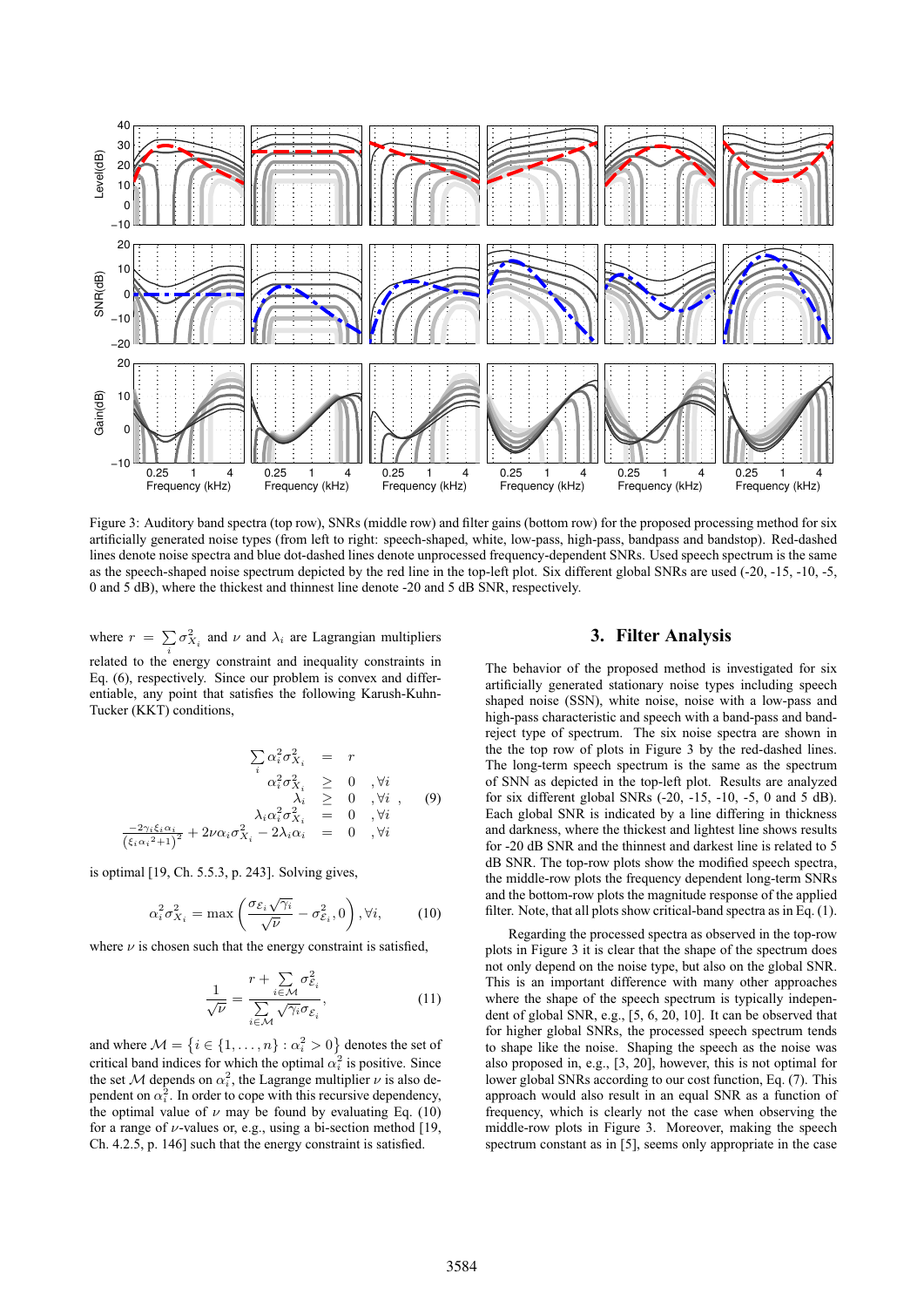Figure 3: Auditory band spectra (top row), SNRs (middle row) and filter gains (bottom row) for the proposed processing method for six artificially generated noise types (from left to right: speech-shaped, white, low-pass, high-pass, bandpass and bandstop). Red-dashed lines denote noise spectra and blue dot-dashed lines denote unprocessed frequency-dependent SNRs. Used speech spectrum is the same as the speech-shaped noise spectrum depicted by the red line in the top-left plot. Six different global SNRs are used (-20, -15, -10, -5, 0 and 5 dB), where the thickest and thinnest line denote -20 and 5 dB SNR, respectively.

where $r = \sum_i \sigma_{X_i}^2$ and $\nu$ and $\lambda_i$ are Lagrangian multipliers related to the energy constraint and inequality constraints in Eq. (6), respectively. Since our problem is convex and differentiable, any point that satisfies the following Karush-Kuhn-Tucker (KKT) conditions,

$$
\begin{aligned}
\sum_i \alpha_i^2 \sigma_{X_i}^2 &= r \\
\alpha_i^2 \sigma_{X_i}^2 &\geq 0 \quad ,\forall i \\
\lambda_i &\geq 0 \quad ,\forall i \\
\lambda_i \alpha_i^2 \sigma_{X_i}^2 &= 0 \quad ,\forall i \\
\frac{-2\gamma_i \xi_i \alpha_i}{(\xi_i {\alpha_i}^2 + 1)^2} + 2\nu \alpha_i \sigma_{X_i}^2 - 2\lambda_i \alpha_i &= 0 \quad ,\forall i
\end{aligned}
\tag{9}
$$

is optimal [19, Ch. 5.5.3, p. 243]. Solving gives,

$$
\alpha_i^2 \sigma_{X_i}^2 = \max\left( \frac{\sigma_{\mathcal{E}_i} \sqrt{\gamma_i}}{\sqrt{\nu}} - \sigma_{\mathcal{E}_i}^2, 0 \right), \forall i, \tag{10}
$$

where $\nu$ is chosen such that the energy constraint is satisfied,

$$
\frac{1}{\sqrt{\nu}} = \frac{r + \sum_{i \in \mathcal{M}} \sigma_{\mathcal{E}_i}^2}{\sum_{i \in \mathcal{M}} \sqrt{\gamma_i} \sigma_{\mathcal{E}_i}}, \tag{11}
$$

and where $\mathcal{M} = \{ i \in \{1, \dots, n\} : \alpha_i^2 > 0 \}$ denotes the set of critical band indices for which the optimal $\alpha_i^2$ is positive. Since the set $\mathcal{M}$ depends on $\alpha_i^2$, the Lagrange multiplier $\nu$ is also dependent on $\alpha_i^2$. In order to cope with this recursive dependency, the optimal value of $\nu$ may be found by evaluating Eq. (10) for a range of $\nu$-values or, e.g., using a bi-section method [19, Ch. 4.2.5, p. 146] such that the energy constraint is satisfied.

## 3. Filter Analysis

The behavior of the proposed method is investigated for six artificially generated stationary noise types including speech shaped noise (SSN), white noise, noise with a low-pass and high-pass characteristic and speech with a band-pass and band-reject type of spectrum. The six noise spectra are shown in the the top row of plots in Figure 3 by the red-dashed lines. The long-term speech spectrum is the same as the spectrum of SNN as depicted in the top-left plot. Results are analyzed for six different global SNRs (-20, -15, -10, -5, 0 and 5 dB). Each global SNR is indicated by a line differing in thickness and darkness, where the thickest and lightest line shows results for -20 dB SNR and the thinnest and darkest line is related to 5 dB SNR. The top-row plots show the modified speech spectra, the middle-row plots the frequency dependent long-term SNRs and the bottom-row plots the magnitude response of the applied filter. Note, that all plots show critical-band spectra as in Eq. (1).

Regarding the processed spectra as observed in the top-row plots in Figure 3 it is clear that the shape of the spectrum does not only depend on the noise type, but also on the global SNR. This is an important difference with many other approaches where the shape of the speech spectrum is typically independent of global SNR, e.g., [5, 6, 20, 10]. It can be observed that for higher global SNRs, the processed speech spectrum tends to shape like the noise. Shaping the speech as the noise was also proposed in, e.g., [3, 20], however, this is not optimal for lower global SNRs according to our cost function, Eq. (7). This approach would also result in an equal SNR as a function of frequency, which is clearly not the case when observing the middle-row plots in Figure 3. Moreover, making the speech spectrum constant as in [5], seems only appropriate in the case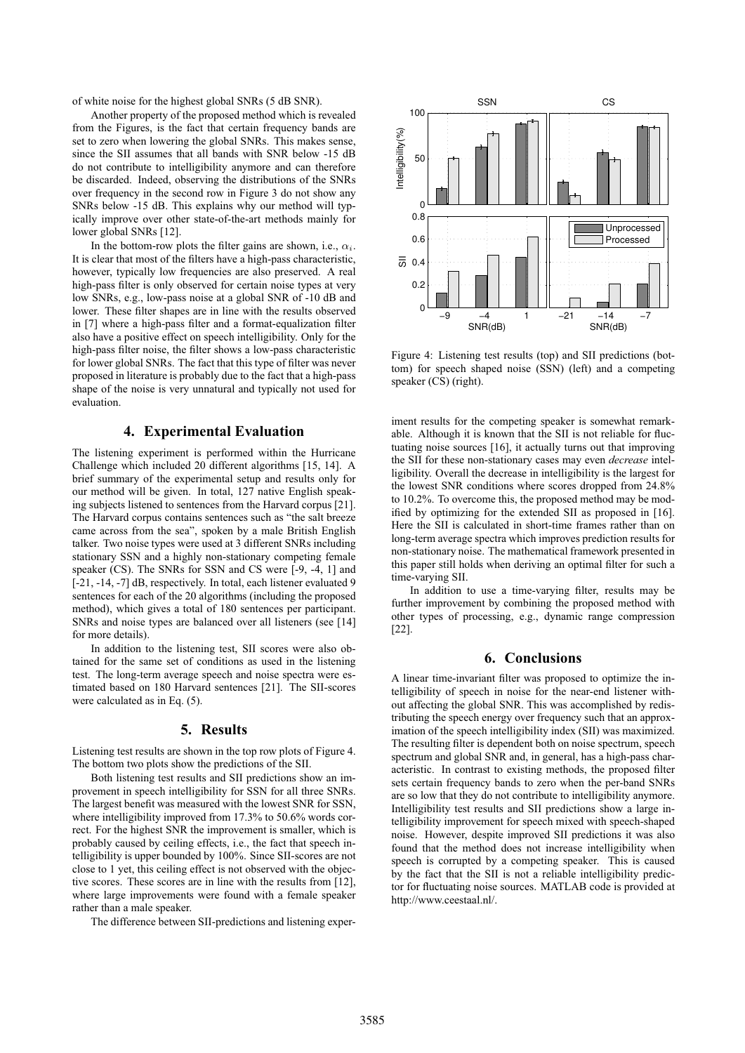of white noise for the highest global SNRs (5 dB SNR).

Another property of the proposed method which is revealed from the Figures, is the fact that certain frequency bands are set to zero when lowering the global SNRs. This makes sense, since the SII assumes that all bands with SNR below -15 dB do not contribute to intelligibility anymore and can therefore be discarded. Indeed, observing the distributions of the SNRs over frequency in the second row in Figure 3 do not show any SNRs below -15 dB. This explains why our method will typically improve over other state-of-the-art methods mainly for lower global SNRs [12].

In the bottom-row plots the filter gains are shown, i.e., $\alpha_i$. It is clear that most of the filters have a high-pass characteristic, however, typically low frequencies are also preserved. A real high-pass filter is only observed for certain noise types at very low SNRs, e.g., low-pass noise at a global SNR of -10 dB and lower. These filter shapes are in line with the results observed in [7] where a high-pass filter and a format-equalization filter also have a positive effect on speech intelligibility. Only for the high-pass filter noise, the filter shows a low-pass characteristic for lower global SNRs. The fact that this type of filter was never proposed in literature is probably due to the fact that a high-pass shape of the noise is very unnatural and typically not used for evaluation.

## 4. Experimental Evaluation

The listening experiment is performed within the Hurricane Challenge which included 20 different algorithms [15, 14]. A brief summary of the experimental setup and results only for our method will be given. In total, 127 native English speaking subjects listened to sentences from the Harvard corpus [21]. The Harvard corpus contains sentences such as "the salt breeze came across from the sea", spoken by a male British English talker. Two noise types were used at 3 different SNRs including stationary SSN and a highly non-stationary competing female speaker (CS). The SNRs for SSN and CS were [-9, -4, 1] and [-21, -14, -7] dB, respectively. In total, each listener evaluated 9 sentences for each of the 20 algorithms (including the proposed method), which gives a total of 180 sentences per participant. SNRs and noise types are balanced over all listeners (see [14] for more details).

In addition to the listening test, SII scores were also obtained for the same set of conditions as used in the listening test. The long-term average speech and noise spectra were estimated based on 180 Harvard sentences [21]. The SII-scores were calculated as in Eq. (5).

## 5. Results

Listening test results are shown in the top row plots of Figure 4. The bottom two plots show the predictions of the SII.

Both listening test results and SII predictions show an improvement in speech intelligibility for SSN for all three SNRs. The largest benefit was measured with the lowest SNR for SSN, where intelligibility improved from 17.3% to 50.6% words correct. For the highest SNR the improvement is smaller, which is probably caused by ceiling effects, i.e., the fact that speech intelligibility is upper bounded by 100%. Since SII-scores are not close to 1 yet, this ceiling effect is not observed with the objective scores. These scores are in line with the results from [12], where large improvements were found with a female speaker rather than a male speaker.

The difference between SII-predictions and listening experiment results for the competing speaker is somewhat remarkable. Although it is known that the SII is not reliable for fluctuating noise sources [16], it actually turns out that improving the SII for these non-stationary cases may even *decrease* intelligibility. Overall the decrease in intelligibility is the largest for the lowest SNR conditions where scores dropped from 24.8% to 10.2%. To overcome this, the proposed method may be modified by optimizing for the extended SII as proposed in [16]. Here the SII is calculated in short-time frames rather than on long-term average spectra which improves prediction results for non-stationary noise. The mathematical framework presented in this paper still holds when deriving an optimal filter for such a time-varying SII.

In addition to use a time-varying filter, results may be further improvement by combining the proposed method with other types of processing, e.g., dynamic range compression [22].

Figure 4: Listening test results (top) and SII predictions (bottom) for speech shaped noise (SSN) (left) and a competing speaker (CS) (right).

## 6. Conclusions

A linear time-invariant filter was proposed to optimize the intelligibility of speech in noise for the near-end listener without affecting the global SNR. This was accomplished by redistributing the speech energy over frequency such that an approximation of the speech intelligibility index (SII) was maximized. The resulting filter is dependent both on noise spectrum, speech spectrum and global SNR and, in general, has a high-pass characteristic. In contrast to existing methods, the proposed filter sets certain frequency bands to zero when the per-band SNRs are so low that they do not contribute to intelligibility anymore. Intelligibility test results and SII predictions show a large intelligibility improvement for speech mixed with speech-shaped noise. However, despite improved SII predictions it was also found that the method does not increase intelligibility when speech is corrupted by a competing speaker. This is caused by the fact that the SII is not a reliable intelligibility predictor for fluctuating noise sources. MATLAB code is provided at http://www.ceestaal.nl/.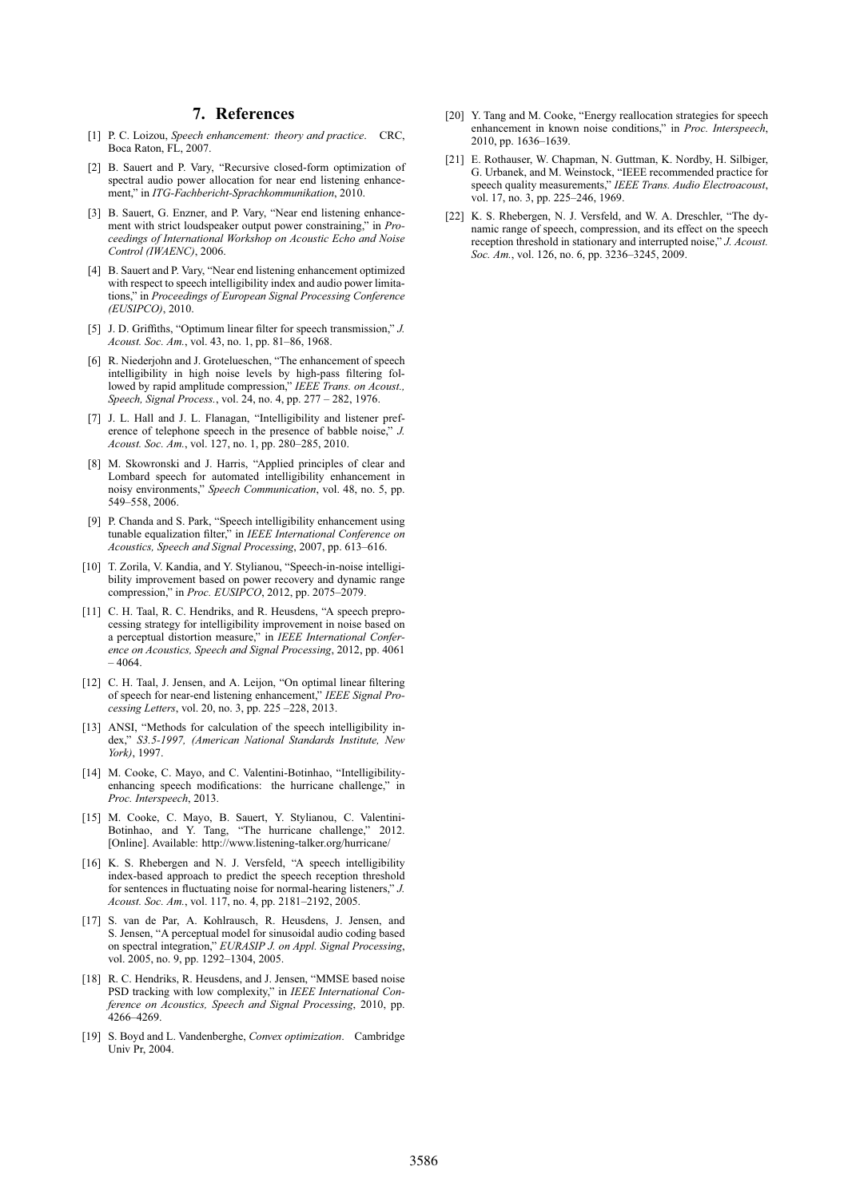## 7. References

[1] P. C. Loizou, *Speech enhancement: theory and practice*. CRC, Boca Raton, FL, 2007.

[2] B. Sauert and P. Vary, “Recursive closed-form optimization of spectral audio power allocation for near end listening enhancement,” in *ITG-Fachbericht-Sprachkommunikation*, 2010.

[3] B. Sauert, G. Enzner, and P. Vary, “Near end listening enhancement with strict loudspeaker output power constraining,” in *Proceedings of International Workshop on Acoustic Echo and Noise Control (IWAENC)*, 2006.

[4] B. Sauert and P. Vary, “Near end listening enhancement optimized with respect to speech intelligibility index and audio power limitations,” in *Proceedings of European Signal Processing Conference (EUSIPCO)*, 2010.

[5] J. D. Griffiths, “Optimum linear filter for speech transmission,” *J. Acoust. Soc. Am.*, vol. 43, no. 1, pp. 81–86, 1968.

[6] R. Niederjohn and J. Grotelueschen, “The enhancement of speech intelligibility in high noise levels by high-pass filtering followed by rapid amplitude compression,” *IEEE Trans. on Acoust., Speech, Signal Process.*, vol. 24, no. 4, pp. 277 – 282, 1976.

[7] J. L. Hall and J. L. Flanagan, “Intelligibility and listener preference of telephone speech in the presence of babble noise,” *J. Acoust. Soc. Am.*, vol. 127, no. 1, pp. 280–285, 2010.

[8] M. Skowronski and J. Harris, “Applied principles of clear and Lombard speech for automated intelligibility enhancement in noisy environments,” *Speech Communication*, vol. 48, no. 5, pp. 549–558, 2006.

[9] P. Chanda and S. Park, “Speech intelligibility enhancement using tunable equalization filter,” in *IEEE International Conference on Acoustics, Speech and Signal Processing*, 2007, pp. 613–616.

[10] T. Zorila, V. Kandia, and Y. Stylianou, “Speech-in-noise intelligibility improvement based on power recovery and dynamic range compression,” in *Proc. EUSIPCO*, 2012, pp. 2075–2079.

[11] C. H. Taal, R. C. Hendriks, and R. Heusdens, “A speech preprocessing strategy for intelligibility improvement in noise based on a perceptual distortion measure,” in *IEEE International Conference on Acoustics, Speech and Signal Processing*, 2012, pp. 4061 – 4064.

[12] C. H. Taal, J. Jensen, and A. Leijon, “On optimal linear filtering of speech for near-end listening enhancement,” *IEEE Signal Processing Letters*, vol. 20, no. 3, pp. 225 –228, 2013.

[13] ANSI, “Methods for calculation of the speech intelligibility index,” *S3.5-1997, (American National Standards Institute, New York)*, 1997.

[14] M. Cooke, C. Mayo, and C. Valentini-Botinhao, “Intelligibility-enhancing speech modifications: the hurricane challenge,” in *Proc. Interspeech*, 2013.

[15] M. Cooke, C. Mayo, B. Sauert, Y. Stylianou, C. Valentini-Botinhao, and Y. Tang, “The hurricane challenge,” 2012. [Online]. Available: http://www.listening-talker.org/hurricane/

[16] K. S. Rhebergen and N. J. Versfeld, “A speech intelligibility index-based approach to predict the speech reception threshold for sentences in fluctuating noise for normal-hearing listeners,” *J. Acoust. Soc. Am.*, vol. 117, no. 4, pp. 2181–2192, 2005.

[17] S. van de Par, A. Kohlrausch, R. Heusdens, J. Jensen, and S. Jensen, “A perceptual model for sinusoidal audio coding based on spectral integration,” *EURASIP J. on Appl. Signal Processing*, vol. 2005, no. 9, pp. 1292–1304, 2005.

[18] R. C. Hendriks, R. Heusdens, and J. Jensen, “MMSE based noise PSD tracking with low complexity,” in *IEEE International Conference on Acoustics, Speech and Signal Processing*, 2010, pp. 4266–4269.

[19] S. Boyd and L. Vandenberghe, *Convex optimization*. Cambridge Univ Pr, 2004.

[20] Y. Tang and M. Cooke, “Energy reallocation strategies for speech enhancement in known noise conditions,” in *Proc. Interspeech*, 2010, pp. 1636–1639.

[21] E. Rothauser, W. Chapman, N. Guttman, K. Nordby, H. Silbiger, G. Urbanek, and M. Weinstock, “IEEE recommended practice for speech quality measurements,” *IEEE Trans. Audio Electroacoust*, vol. 17, no. 3, pp. 225–246, 1969.

[22] K. S. Rhebergen, N. J. Versfeld, and W. A. Dreschler, “The dynamic range of speech, compression, and its effect on the speech reception threshold in stationary and interrupted noise,” *J. Acoust. Soc. Am.*, vol. 126, no. 6, pp. 3236–3245, 2009.